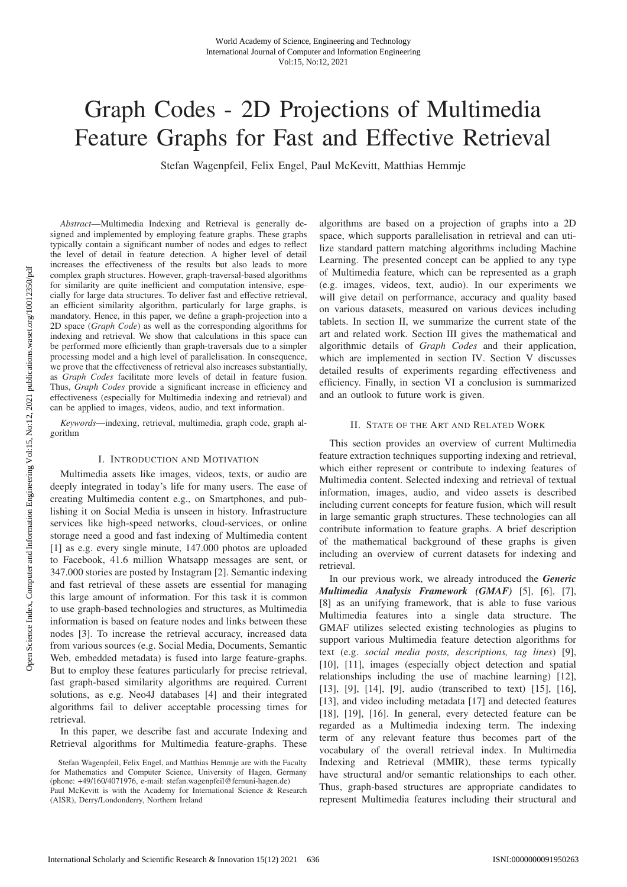# Graph Codes - 2D Projections of Multimedia Feature Graphs for Fast and Effective Retrieval

Stefan Wagenpfeil, Felix Engel, Paul McKevitt, Matthias Hemmje

*Abstract*—Multimedia Indexing and Retrieval is generally designed and implemented by employing feature graphs. These graphs typically contain a significant number of nodes and edges to reflect the level of detail in feature detection. A higher level of detail increases the effectiveness of the results but also leads to more complex graph structures. However, graph-traversal-based algorithms for similarity are quite inefficient and computation intensive, especially for large data structures. To deliver fast and effective retrieval, an efficient similarity algorithm, particularly for large graphs, is mandatory. Hence, in this paper, we define a graph-projection into a 2D space (*Graph Code*) as well as the corresponding algorithms for indexing and retrieval. We show that calculations in this space can be performed more efficiently than graph-traversals due to a simpler processing model and a high level of parallelisation. In consequence, we prove that the effectiveness of retrieval also increases substantially, as *Graph Codes* facilitate more levels of detail in feature fusion. Thus, *Graph Codes* provide a significant increase in efficiency and effectiveness (especially for Multimedia indexing and retrieval) and can be applied to images, videos, audio, and text information.

*Keywords*—indexing, retrieval, multimedia, graph code, graph algorithm

## I. Introduction and Motivation

Multimedia assets like images, videos, texts, or audio are deeply integrated in today's life for many users. The ease of creating Multimedia content e.g., on Smartphones, and publishing it on Social Media is unseen in history. Infrastructure services like high-speed networks, cloud-services, or online storage need a good and fast indexing of Multimedia content [1] as e.g. every single minute, 147.000 photos are uploaded to Facebook, 41.6 million Whatsapp messages are sent, or 347.000 stories are posted by Instagram [2]. Semantic indexing and fast retrieval of these assets are essential for managing this large amount of information. For this task it is common to use graph-based technologies and structures, as Multimedia information is based on feature nodes and links between these nodes [3]. To increase the retrieval accuracy, increased data from various sources (e.g. Social Media, Documents, Semantic Web, embedded metadata) is fused into large feature-graphs. But to employ these features particularly for precise retrieval, fast graph-based similarity algorithms are required. Current solutions, as e.g. Neo4J databases [4] and their integrated algorithms fail to deliver acceptable processing times for retrieval.

In this paper, we describe fast and accurate Indexing and Retrieval algorithms for Multimedia feature-graphs. These algorithms are based on a projection of graphs into a 2D space, which supports parallelisation in retrieval and can utilize standard pattern matching algorithms including Machine Learning. The presented concept can be applied to any type of Multimedia feature, which can be represented as a graph (e.g. images, videos, text, audio). In our experiments we will give detail on performance, accuracy and quality based on various datasets, measured on various devices including tablets. In section II, we summarize the current state of the art and related work. Section III gives the mathematical and algorithmic details of *Graph Codes* and their application, which are implemented in section IV. Section V discusses detailed results of experiments regarding effectiveness and efficiency. Finally, in section VI a conclusion is summarized and an outlook to future work is given.

Stefan Wagenpfeil, Felix Engel, and Matthias Hemmje are with the Faculty for Mathematics and Computer Science, University of Hagen, Germany (phone: +49/160/4071976, e-mail: stefan.wagenpfeil@fernuni-hagen.de)
Paul McKevitt is with the Academy for International Science & Research (AISR), Derry/Londonderry, Northern Ireland

## II. State of the Art and Related Work

This section provides an overview of current Multimedia feature extraction techniques supporting indexing and retrieval, which either represent or contribute to indexing features of Multimedia content. Selected indexing and retrieval of textual information, images, audio, and video assets is described including current concepts for feature fusion, which will result in large semantic graph structures. These technologies can all contribute information to feature graphs. A brief description of the mathematical background of these graphs is given including an overview of current datasets for indexing and retrieval.

In our previous work, we already introduced the ***Generic Multimedia Analysis Framework (GMAF)*** [5], [6], [7], [8] as an unifying framework, that is able to fuse various Multimedia features into a single data structure. The GMAF utilizes selected existing technologies as plugins to support various Multimedia feature detection algorithms for text (e.g. *social media posts, descriptions, tag lines*) [9], [10], [11], images (especially object detection and spatial relationships including the use of machine learning) [12], [13], [9], [14], [9], audio (transcribed to text) [15], [16], [13], and video including metadata [17] and detected features [18], [19], [16]. In general, every detected feature can be regarded as a Multimedia indexing term. The indexing term of any relevant feature thus becomes part of the vocabulary of the overall retrieval index. In Multimedia Indexing and Retrieval (MMIR), these terms typically have structural and/or semantic relationships to each other. Thus, graph-based structures are appropriate candidates to represent Multimedia features including their structural and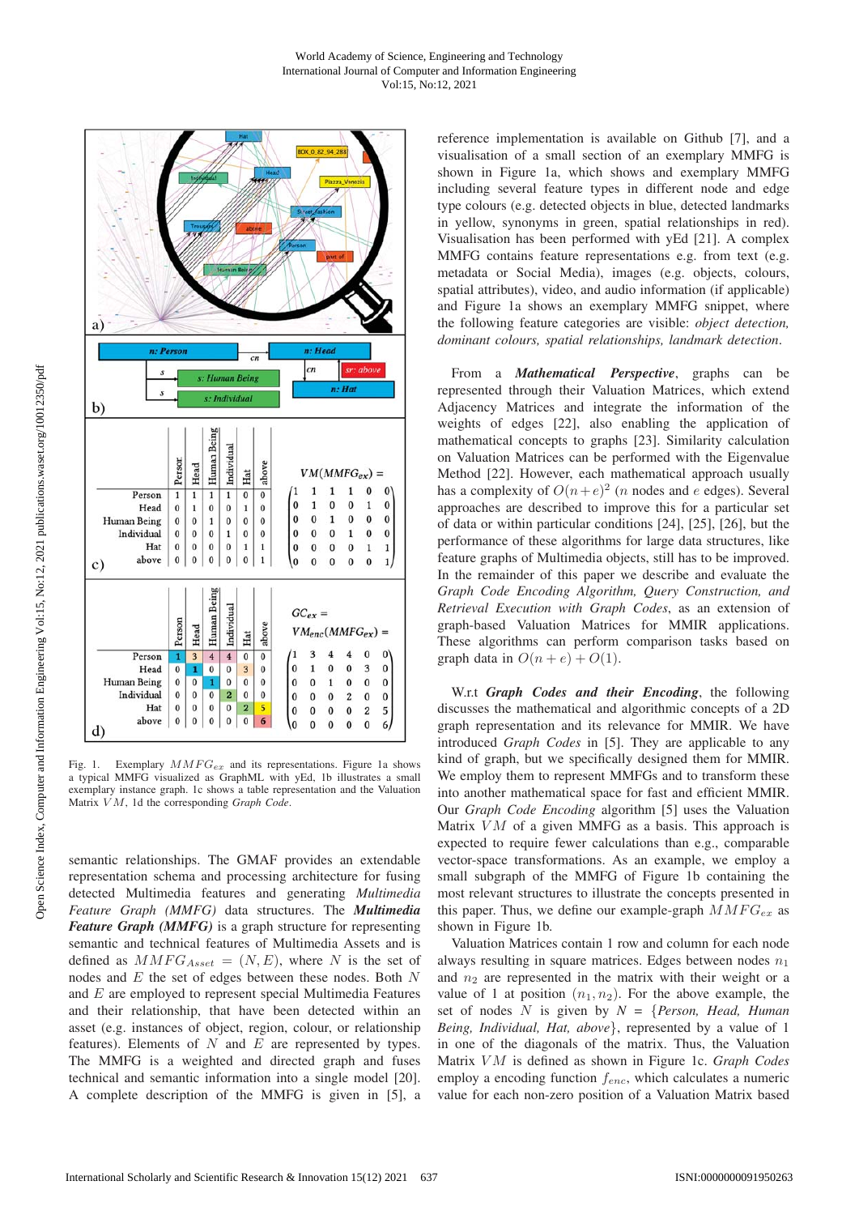Fig. 1. Exemplary $MMFG_{ex}$ and its representations. Figure 1a shows a typical MMFG visualized as GraphML with yEd, 1b illustrates a small exemplary instance graph. 1c shows a table representation and the Valuation Matrix $VM$, 1d the corresponding *Graph Code*.

semantic relationships. The GMAF provides an extendable representation schema and processing architecture for fusing detected Multimedia features and generating *Multimedia Feature Graph (MMFG)* data structures. The ***Multimedia Feature Graph (MMFG)*** is a graph structure for representing semantic and technical features of Multimedia Assets and is defined as $MMFG_{Asset} = (N, E)$, where $N$ is the set of nodes and $E$ the set of edges between these nodes. Both $N$ and $E$ are employed to represent special Multimedia Features and their relationship, that have been detected within an asset (e.g. instances of object, region, colour, or relationship features). Elements of $N$ and $E$ are represented by types. The MMFG is a weighted and directed graph and fuses technical and semantic information into a single model [20]. A complete description of the MMFG is given in [5], a reference implementation is available on Github [7], and a visualisation of a small section of an exemplary MMFG is shown in Figure 1a, which shows and exemplary MMFG including several feature types in different node and edge type colours (e.g. detected objects in blue, detected landmarks in yellow, synonyms in green, spatial relationships in red). Visualisation has been performed with yEd [21]. A complex MMFG contains feature representations e.g. from text (e.g. metadata or Social Media), images (e.g. objects, colours, spatial attributes), video, and audio information (if applicable) and Figure 1a shows an exemplary MMFG snippet, where the following feature categories are visible: *object detection, dominant colours, spatial relationships, landmark detection*.

From a ***Mathematical Perspective***, graphs can be represented through their Valuation Matrices, which extend Adjacency Matrices and integrate the information of the weights of edges [22], also enabling the application of mathematical concepts to graphs [23]. Similarity calculation on Valuation Matrices can be performed with the Eigenvalue Method [22]. However, each mathematical approach usually has a complexity of $O(n+e)^2$ ($n$ nodes and $e$ edges). Several approaches are described to improve this for a particular set of data or within particular conditions [24], [25], [26], but the performance of these algorithms for large data structures, like feature graphs of Multimedia objects, still has to be improved. In the remainder of this paper we describe and evaluate the *Graph Code Encoding Algorithm, Query Construction, and Retrieval Execution with Graph Codes*, as an extension of graph-based Valuation Matrices for MMIR applications. These algorithms can perform comparison tasks based on graph data in $O(n + e) + O(1)$.

W.r.t ***Graph Codes and their Encoding***, the following discusses the mathematical and algorithmic concepts of a 2D graph representation and its relevance for MMIR. We have introduced *Graph Codes* in [5]. They are applicable to any kind of graph, but we specifically designed them for MMIR. We employ them to represent MMFGs and to transform these into another mathematical space for fast and efficient MMIR. Our *Graph Code Encoding* algorithm [5] uses the Valuation Matrix $VM$ of a given MMFG as a basis. This approach is expected to require fewer calculations than e.g., comparable vector-space transformations. As an example, we employ a small subgraph of the MMFG of Figure 1b containing the most relevant structures to illustrate the concepts presented in this paper. Thus, we define our example-graph $MMFG_{ex}$ as shown in Figure 1b.

Valuation Matrices contain 1 row and column for each node always resulting in square matrices. Edges between nodes $n_1$ and $n_2$ are represented in the matrix with their weight or a value of 1 at position $(n_1, n_2)$. For the above example, the set of nodes $N$ is given by $N$ = {*Person, Head, Human Being, Individual, Hat, above*}, represented by a value of 1 in one of the diagonals of the matrix. Thus, the Valuation Matrix $VM$ is defined as shown in Figure 1c. *Graph Codes* employ a encoding function $f_{enc}$, which calculates a numeric value for each non-zero position of a Valuation Matrix based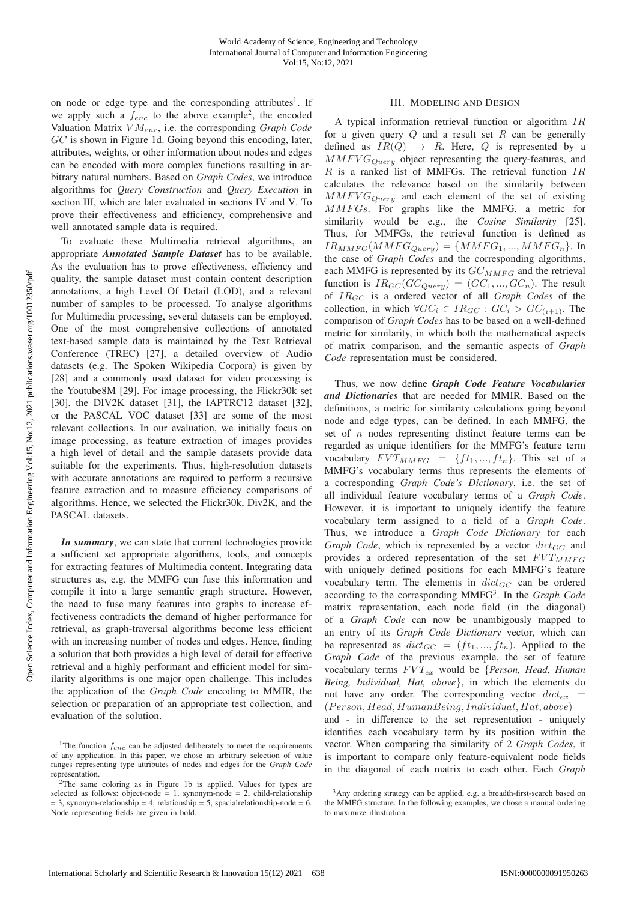on node or edge type and the corresponding attributes[1]. If we apply such a $f_{enc}$ to the above example[2], the encoded Valuation Matrix $VM_{enc}$, i.e. the corresponding *Graph Code* $GC$ is shown in Figure 1d. Going beyond this encoding, later, attributes, weights, or other information about nodes and edges can be encoded with more complex functions resulting in arbitrary natural numbers. Based on *Graph Codes*, we introduce algorithms for *Query Construction* and *Query Execution* in section III, which are later evaluated in sections IV and V. To prove their effectiveness and efficiency, comprehensive and well annotated sample data is required.

To evaluate these Multimedia retrieval algorithms, an appropriate ***Annotated Sample Dataset*** has to be available. As the evaluation has to prove effectiveness, efficiency and quality, the sample dataset must contain content description annotations, a high Level Of Detail (LOD), and a relevant number of samples to be processed. To analyse algorithms for Multimedia processing, several datasets can be employed. One of the most comprehensive collections of annotated text-based sample data is maintained by the Text Retrieval Conference (TREC) [27], a detailed overview of Audio datasets (e.g. The Spoken Wikipedia Corpora) is given by [28] and a commonly used dataset for video processing is the Youtube8M [29]. For image processing, the Flickr30k set [30], the DIV2K dataset [31], the IAPTRC12 dataset [32], or the PASCAL VOC dataset [33] are some of the most relevant collections. In our evaluation, we initially focus on image processing, as feature extraction of images provides a high level of detail and the sample datasets provide data suitable for the experiments. Thus, high-resolution datasets with accurate annotations are required to perform a recursive feature extraction and to measure efficiency comparisons of algorithms. Hence, we selected the Flickr30k, Div2K, and the PASCAL datasets.

***In summary***, we can state that current technologies provide a sufficient set appropriate algorithms, tools, and concepts for extracting features of Multimedia content. Integrating data structures as, e.g. the MMFG can fuse this information and compile it into a large semantic graph structure. However, the need to fuse many features into graphs to increase effectiveness contradicts the demand of higher performance for retrieval, as graph-traversal algorithms become less efficient with an increasing number of nodes and edges. Hence, finding a solution that both provides a high level of detail for effective retrieval and a highly performant and efficient model for similarity algorithms is one major open challenge. This includes the application of the *Graph Code* encoding to MMIR, the selection or preparation of an appropriate test collection, and evaluation of the solution.

## III. Modeling and Design

A typical information retrieval function or algorithm $IR$ for a given query $Q$ and a result set $R$ can be generally defined as $IR(Q) \rightarrow R$. Here, $Q$ is represented by a $MMFVG_{Query}$ object representing the query-features, and $R$ is a ranked list of MMFGs. The retrieval function $IR$ calculates the relevance based on the similarity between $MMFVG_{Query}$ and each element of the set of existing $MMFGs$. For graphs like the MMFG, a metric for similarity would be e.g., the *Cosine Similarity* [25]. Thus, for MMFGs, the retrieval function is defined as $IR_{MMFG}(MMFG_{Query}) = \{MMFG_1, ..., MMFG_n\}$. In the case of *Graph Codes* and the corresponding algorithms, each MMFG is represented by its $GC_{MMFG}$ and the retrieval function is $IR_{GC}(GC_{Query}) = (GC_1, ..., GC_n)$. The result of $IR_{GC}$ is a ordered vector of all *Graph Codes* of the collection, in which $\forall GC_i \in IR_{GC} : GC_i > GC_{(i+1)}$. The comparison of *Graph Codes* has to be based on a well-defined metric for similarity, in which both the mathematical aspects of matrix comparison, and the semantic aspects of *Graph Code* representation must be considered.

Thus, we now define ***Graph Code Feature Vocabularies and Dictionaries*** that are needed for MMIR. Based on the definitions, a metric for similarity calculations going beyond node and edge types, can be defined. In each MMFG, the set of $n$ nodes representing distinct feature terms can be regarded as unique identifiers for the MMFG's feature term vocabulary $FVT_{MMFG} = \{ft_1, ..., ft_n\}$. This set of a MMFG's vocabulary terms thus represents the elements of a corresponding *Graph Code's Dictionary*, i.e. the set of all individual feature vocabulary terms of a *Graph Code*. However, it is important to uniquely identify the feature vocabulary term assigned to a field of a *Graph Code*. Thus, we introduce a *Graph Code Dictionary* for each *Graph Code*, which is represented by a vector $dict_{GC}$ and provides a ordered representation of the set $FVT_{MMFG}$ with uniquely defined positions for each MMFG's feature vocabulary term. The elements in $dict_{GC}$ can be ordered according to the corresponding MMFG[3]. In the *Graph Code* matrix representation, each node field (in the diagonal) of a *Graph Code* can now be unambigously mapped to an entry of its *Graph Code Dictionary* vector, which can be represented as $dict_{GC} = (ft_1, ..., ft_n)$. Applied to the *Graph Code* of the previous example, the set of feature vocabulary terms $FVT_{ex}$ would be {*Person, Head, Human Being, Individual, Hat, above*}, in which the elements do not have any order. The corresponding vector $dict_{ex} = (Person, Head, HumanBeing, Individual, Hat, above)$ and - in difference to the set representation - uniquely identifies each vocabulary term by its position within the vector. When comparing the similarity of 2 *Graph Codes*, it is important to compare only feature-equivalent node fields in the diagonal of each matrix to each other. Each *Graph*

---

[1] The function $f_{enc}$ can be adjusted deliberately to meet the requirements of any application. In this paper, we chose an arbitrary selection of value ranges representing type attributes of nodes and edges for the *Graph Code* representation.

[2] The same coloring as in Figure 1b is applied. Values for types are selected as follows: object-node = 1, synonym-node = 2, child-relationship = 3, synonym-relationship = 4, relationship = 5, spacialrelationship-node = 6. Node representing fields are given in bold.

[3] Any ordering strategy can be applied, e.g. a breadth-first-search based on the MMFG structure. In the following examples, we chose a manual ordering to maximize illustration.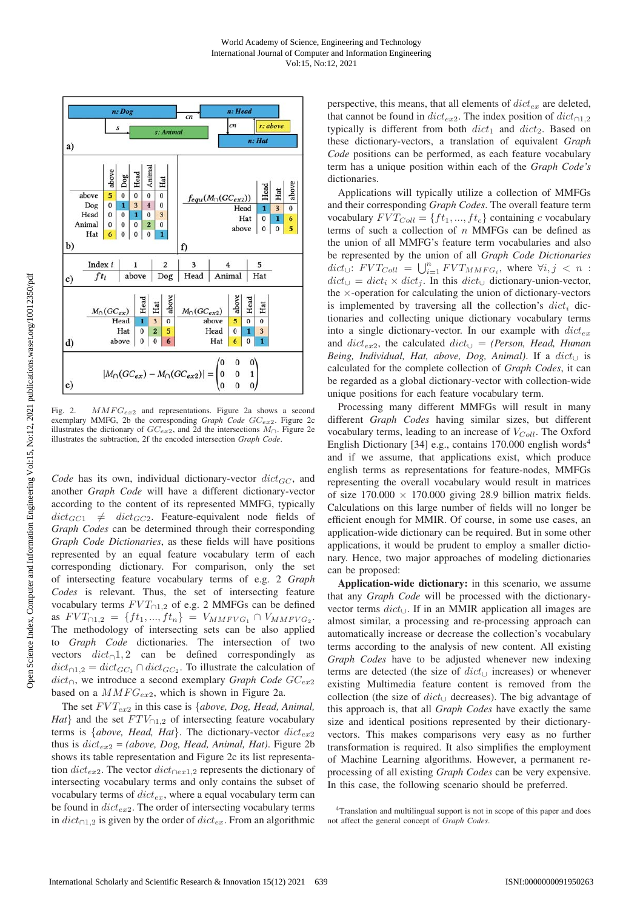| | | | | | |
|---|---|---|---|---|---|
| | above | Dog | Head | Animal | Hat |
| above | 5 | 0 | 0 | 0 | 0 |
| Dog | 0 | 1 | 3 | 4 | 0 |
| Head | 0 | 0 | 1 | 0 | 3 |
| Animal | 0 | 0 | 0 | 2 | 0 |
| Hat | 6 | 0 | 0 | 0 | 1 |

| Index $i$ | 1 | 2 | 3 | 4 | 5 |
|---|---|---|---|---|---|
| $ft_i$ | above | Dog | Head | Animal | Hat |

| $M_\cap(GC_{ex})$ | Head | Hat | above |
|---|---|---|---|
| Head | 1 | 3 | 0 |
| Hat | 0 | 2 | 5 |
| above | 0 | 0 | 6 |

| $M_\cap(GC_{ex2})$ | above | Head | Hat |
|---|---|---|---|
| above | 5 | 0 | 0 |
| Head | 0 | 1 | 3 |
| Hat | 6 | 0 | 1 |

$$|M_\cap(GC_{ex}) - M_\cap(GC_{ex2})| = \begin{pmatrix} 0 & 0 & 0 \\ 0 & 0 & 1 \\ 0 & 0 & 0 \end{pmatrix}$$

| $f_{equ}(M_\cap(GC_{ex2}))$ | Head | Hat | above |
|---|---|---|---|
| Head | 1 | 3 | 0 |
| Hat | 0 | 1 | 6 |
| above | 0 | 0 | 5 |

Fig. 2. $MMFG_{ex2}$ and representations. Figure 2a shows a second exemplary MMFG, 2b the corresponding *Graph Code* $GC_{ex2}$. Figure 2c illustrates the dictionary of $GC_{ex2}$, and 2d the intersections $M_\cap$. Figure 2e illustrates the subtraction, 2f the encoded intersection *Graph Code*.

*Code* has its own, individual dictionary-vector $dict_{GC}$, and another *Graph Code* will have a different dictionary-vector according to the content of its represented MMFG, typically $dict_{GC1} \neq dict_{GC2}$. Feature-equivalent node fields of *Graph Codes* can be determined through their corresponding *Graph Code Dictionaries*, as these fields will have positions represented by an equal feature vocabulary term of each corresponding dictionary. For comparison, only the set of intersecting feature vocabulary terms of e.g. 2 *Graph Codes* is relevant. Thus, the set of intersecting feature vocabulary terms $FVT_{\cap 1,2}$ of e.g. 2 MMFGs can be defined as $FVT_{\cap 1,2} = \{ft_1, ..., ft_n\} = V_{MMFVG_1} \cap V_{MMFVG_2}$. The methodology of intersecting sets can be also applied to *Graph Code* dictionaries. The intersection of two vectors $dict_\cap 1,2$ can be defined correspondingly as $dict_{\cap 1,2} = dict_{GC_1} \cap dict_{GC_2}$. To illustrate the calculation of $dict_\cap$, we introduce a second exemplary *Graph Code* $GC_{ex2}$ based on a $MMFG_{ex2}$, which is shown in Figure 2a.

The set $FVT_{ex2}$ in this case is {*above, Dog, Head, Animal, Hat*} and the set $FTV_{\cap 1,2}$ of intersecting feature vocabulary terms is {*above, Head, Hat*}. The dictionary-vector $dict_{ex2}$ thus is $dict_{ex2}$ = *(above, Dog, Head, Animal, Hat)*. Figure 2b shows its table representation and Figure 2c its list representation $dict_{ex2}$. The vector $dict_{\cap ex1,2}$ represents the dictionary of intersecting vocabulary terms and only contains the subset of vocabulary terms of $dict_{ex}$, where a equal vocabulary term can be found in $dict_{ex2}$. The order of intersecting vocabulary terms in $dict_{\cap 1,2}$ is given by the order of $dict_{ex}$. From an algorithmic perspective, this means, that all elements of $dict_{ex}$ are deleted, that cannot be found in $dict_{ex2}$. The index position of $dict_{\cap 1,2}$ typically is different from both $dict_1$ and $dict_2$. Based on these dictionary-vectors, a translation of equivalent *Graph Code* positions can be performed, as each feature vocabulary term has a unique position within each of the *Graph Code's* dictionaries.

Applications will typically utilize a collection of MMFGs and their corresponding *Graph Codes*. The overall feature term vocabulary $FVT_{Coll} = \{ft_1, ..., ft_c\}$ containing $c$ vocabulary terms of such a collection of $n$ MMFGs can be defined as the union of all MMFG's feature term vocabularies and also be represented by the union of all *Graph Code Dictionaries* $dict_\cup$: $FVT_{Coll} = \bigcup_{i=1}^{n} FVT_{MMFG_i}$, where $\forall i,j < n$ : $dict_\cup = dict_i \times dict_j$. In this $dict_\cup$ dictionary-union-vector, the $\times$-operation for calculating the union of dictionary-vectors is implemented by traversing all the collection's $dict_i$ dictionaries and collecting unique dictionary vocabulary terms into a single dictionary-vector. In our example with $dict_{ex}$ and $dict_{ex2}$, the calculated $dict_\cup$ = *(Person, Head, Human Being, Individual, Hat, above, Dog, Animal)*. If a $dict_\cup$ is calculated for the complete collection of *Graph Codes*, it can be regarded as a global dictionary-vector with collection-wide unique positions for each feature vocabulary term.

Processing many different MMFGs will result in many different *Graph Codes* having similar sizes, but different vocabulary terms, leading to an increase of $V_{Coll}$. The Oxford English Dictionary [34] e.g., contains 170.000 english words[4] and if we assume, that applications exist, which produce english terms as representations for feature-nodes, MMFGs representing the overall vocabulary would result in matrices of size 170.000 $\times$ 170.000 giving 28.9 billion matrix fields. Calculations on this large number of fields will no longer be efficient enough for MMIR. Of course, in some use cases, an application-wide dictionary can be required. But in some other applications, it would be prudent to employ a smaller dictionary. Hence, two major approaches of modeling dictionaries can be proposed:

**Application-wide dictionary:** in this scenario, we assume that any *Graph Code* will be processed with the dictionary-vector terms $dict_\cup$. If in an MMIR application all images are almost similar, a processing and re-processing approach can automatically increase or decrease the collection's vocabulary terms according to the analysis of new content. All existing *Graph Codes* have to be adjusted whenever new indexing terms are detected (the size of $dict_\cup$ increases) or whenever existing Multimedia feature content is removed from the collection (the size of $dict_\cup$ decreases). The big advantage of this approach is, that all *Graph Codes* have exactly the same size and identical positions represented by their dictionary-vectors. This makes comparisons very easy as no further transformation is required. It also simplifies the employment of Machine Learning algorithms. However, a permanent re-processing of all existing *Graph Codes* can be very expensive. In this case, the following scenario should be preferred.

[4]Translation and multilingual support is not in scope of this paper and does not affect the general concept of *Graph Codes*.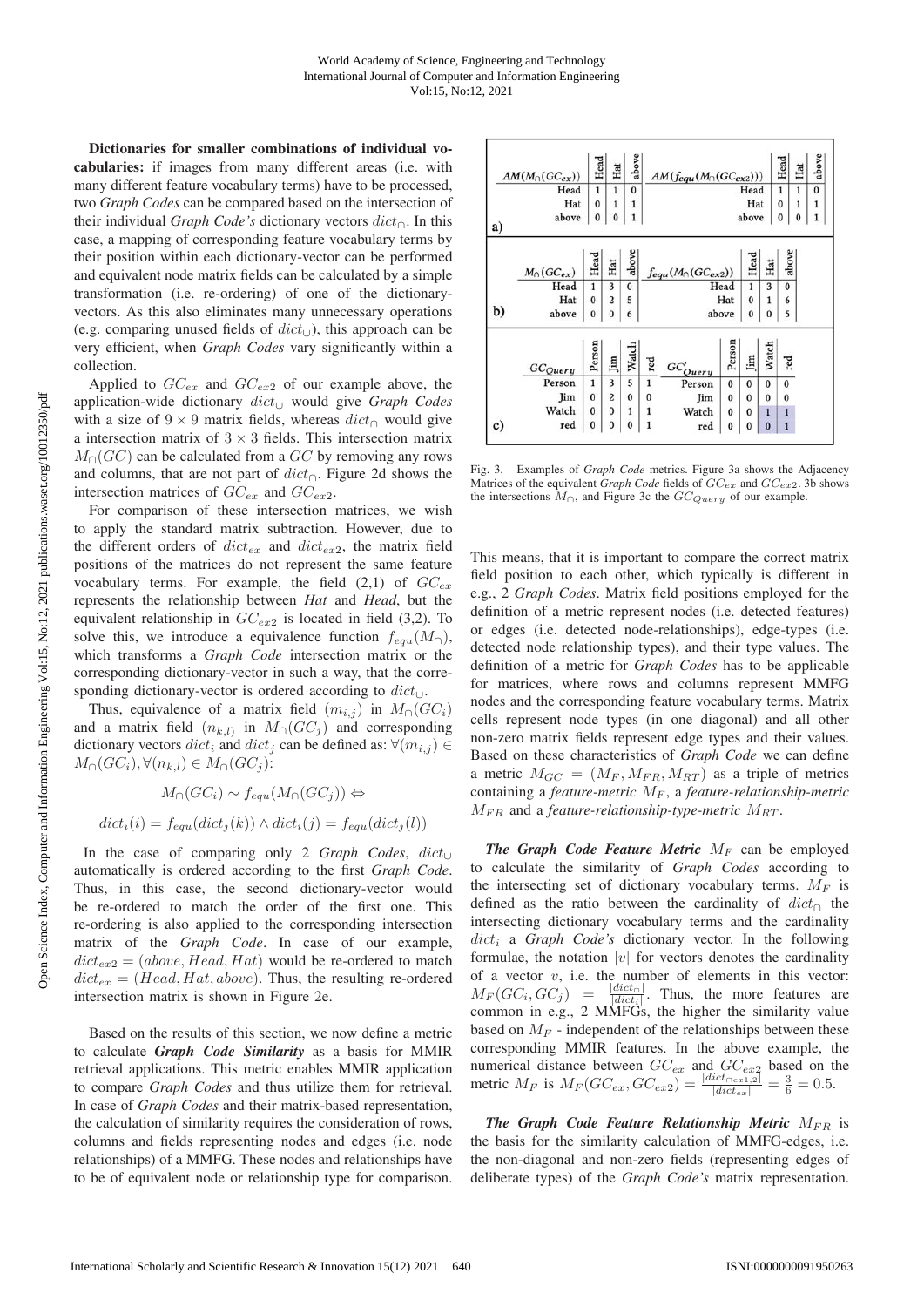**Dictionaries for smaller combinations of individual vocabularies:** if images from many different areas (i.e. with many different feature vocabulary terms) have to be processed, two *Graph Codes* can be compared based on the intersection of their individual *Graph Code's* dictionary vectors $dict_\cap$. In this case, a mapping of corresponding feature vocabulary terms by their position within each dictionary-vector can be performed and equivalent node matrix fields can be calculated by a simple transformation (i.e. re-ordering) of one of the dictionary-vectors. As this also eliminates many unnecessary operations (e.g. comparing unused fields of $dict_\cup$), this approach can be very efficient, when *Graph Codes* vary significantly within a collection.

Applied to $GC_{ex}$ and $GC_{ex2}$ of our example above, the application-wide dictionary $dict_\cup$ would give *Graph Codes* with a size of $9 \times 9$ matrix fields, whereas $dict_\cap$ would give a intersection matrix of $3 \times 3$ fields. This intersection matrix $M_\cap(GC)$ can be calculated from a $GC$ by removing any rows and columns, that are not part of $dict_\cap$. Figure 2d shows the intersection matrices of $GC_{ex}$ and $GC_{ex2}$.

For comparison of these intersection matrices, we wish to apply the standard matrix subtraction. However, due to the different orders of $dict_{ex}$ and $dict_{ex2}$, the matrix field positions of the matrices do not represent the same feature vocabulary terms. For example, the field (2,1) of $GC_{ex}$ represents the relationship between *Hat* and *Head*, but the equivalent relationship in $GC_{ex2}$ is located in field (3,2). To solve this, we introduce a equivalence function $f_{equ}(M_\cap)$, which transforms a *Graph Code* intersection matrix or the corresponding dictionary-vector in such a way, that the corresponding dictionary-vector is ordered according to $dict_\cup$.

Thus, equivalence of a matrix field $(m_{i,j})$ in $M_\cap(GC_i)$ and a matrix field $(n_{k,l})$ in $M_\cap(GC_j)$ and corresponding dictionary vectors $dict_i$ and $dict_j$ can be defined as: $\forall (m_{i,j}) \in M_\cap(GC_i), \forall (n_{k,l}) \in M_\cap(GC_j)$:

$$M_\cap(GC_i) \sim f_{equ}(M_\cap(GC_j)) \Leftrightarrow$$

$$dict_i(i) = f_{equ}(dict_j(k)) \wedge dict_i(j) = f_{equ}(dict_j(l))$$

In the case of comparing only 2 *Graph Codes*, $dict_\cup$ automatically is ordered according to the first *Graph Code*. Thus, in this case, the second dictionary-vector would be re-ordered to match the order of the first one. This re-ordering is also applied to the corresponding intersection matrix of the *Graph Code*. In case of our example, $dict_{ex2} = (above, Head, Hat)$ would be re-ordered to match $dict_{ex} = (Head, Hat, above)$. Thus, the resulting re-ordered intersection matrix is shown in Figure 2e.

Based on the results of this section, we now define a metric to calculate ***Graph Code Similarity*** as a basis for MMIR retrieval applications. This metric enables MMIR application to compare *Graph Codes* and thus utilize them for retrieval. In case of *Graph Codes* and their matrix-based representation, the calculation of similarity requires the consideration of rows, columns and fields representing nodes and edges (i.e. node relationships) of a MMFG. These nodes and relationships have to be of equivalent node or relationship type for comparison.

a)

| $AM(M_\cap(GC_{ex}))$ | Head | Hat | above |
|---|---|---|---|
| Head | 1 | 1 | 0 |
| Hat | 0 | 1 | 1 |
| above | 0 | 0 | 1 |

| $AM(f_{equ}(M_\cap(GC_{ex2})))$ | Head | Hat | above |
|---|---|---|---|
| Head | 1 | 1 | 0 |
| Hat | 0 | 1 | 1 |
| above | 0 | 0 | 1 |

b)

| $M_\cap(GC_{ex})$ | Head | Hat | above |
|---|---|---|---|
| Head | 1 | 3 | 0 |
| Hat | 0 | 2 | 5 |
| above | 0 | 0 | 6 |

| $f_{equ}(M_\cap(GC_{ex2}))$ | Head | Hat | above |
|---|---|---|---|
| Head | 1 | 3 | 0 |
| Hat | 0 | 1 | 6 |
| above | 0 | 0 | 5 |

c)

| $GC_{Query}$ | Person | Jim | Watch | red |
|---|---|---|---|---|
| Person | 1 | 3 | 5 | 1 |
| Jim | 0 | 2 | 0 | 0 |
| Watch | 0 | 0 | 1 | 1 |
| red | 0 | 0 | 0 | 1 |

| $GC'_{Query}$ | Person | Jim | Watch | red |
|---|---|---|---|---|
| Person | 0 | 0 | 0 | 0 |
| Jim | 0 | 0 | 0 | 0 |
| Watch | 0 | 0 | 1 | 1 |
| red | 0 | 0 | 0 | 1 |

Fig. 3. Examples of *Graph Code* metrics. Figure 3a shows the Adjacency Matrices of the equivalent *Graph Code* fields of $GC_{ex}$ and $GC_{ex2}$. 3b shows the intersections $M_\cap$, and Figure 3c the $GC_{Query}$ of our example.

This means, that it is important to compare the correct matrix field position to each other, which typically is different in e.g., 2 *Graph Codes*. Matrix field positions employed for the definition of a metric represent nodes (i.e. detected features) or edges (i.e. detected node-relationships), edge-types (i.e. detected node relationship types), and their type values. The definition of a metric for *Graph Codes* has to be applicable for matrices, where rows and columns represent MMFG nodes and the corresponding feature vocabulary terms. Matrix cells represent node types (in one diagonal) and all other non-zero matrix fields represent edge types and their values. Based on these characteristics of *Graph Code* we can define a metric $M_{GC} = (M_F, M_{FR}, M_{RT})$ as a triple of metrics containing a *feature-metric* $M_F$, a *feature-relationship-metric* $M_{FR}$ and a *feature-relationship-type-metric* $M_{RT}$.

***The Graph Code Feature Metric*** $M_F$ can be employed to calculate the similarity of *Graph Codes* according to the intersecting set of dictionary vocabulary terms. $M_F$ is defined as the ratio between the cardinality of $dict_\cap$ the intersecting dictionary vocabulary terms and the cardinality $dict_i$ a *Graph Code's* dictionary vector. In the following formulae, the notation $|v|$ for vectors denotes the cardinality of a vector $v$, i.e. the number of elements in this vector: $M_F(GC_i, GC_j) = \frac{|dict_\cap|}{|dict_i|}$. Thus, the more features are common in e.g., 2 MMFGs, the higher the similarity value based on $M_F$ - independent of the relationships between these corresponding MMIR features. In the above example, the numerical distance between $GC_{ex}$ and $GC_{ex2}$ based on the metric $M_F$ is $M_F(GC_{ex}, GC_{ex2}) = \frac{|dict_{\cap ex1,2}|}{|dict_{ex}|} = \frac{3}{6} = 0.5$.

***The Graph Code Feature Relationship Metric*** $M_{FR}$ is the basis for the similarity calculation of MMFG-edges, i.e. the non-diagonal and non-zero fields (representing edges of deliberate types) of the *Graph Code's* matrix representation.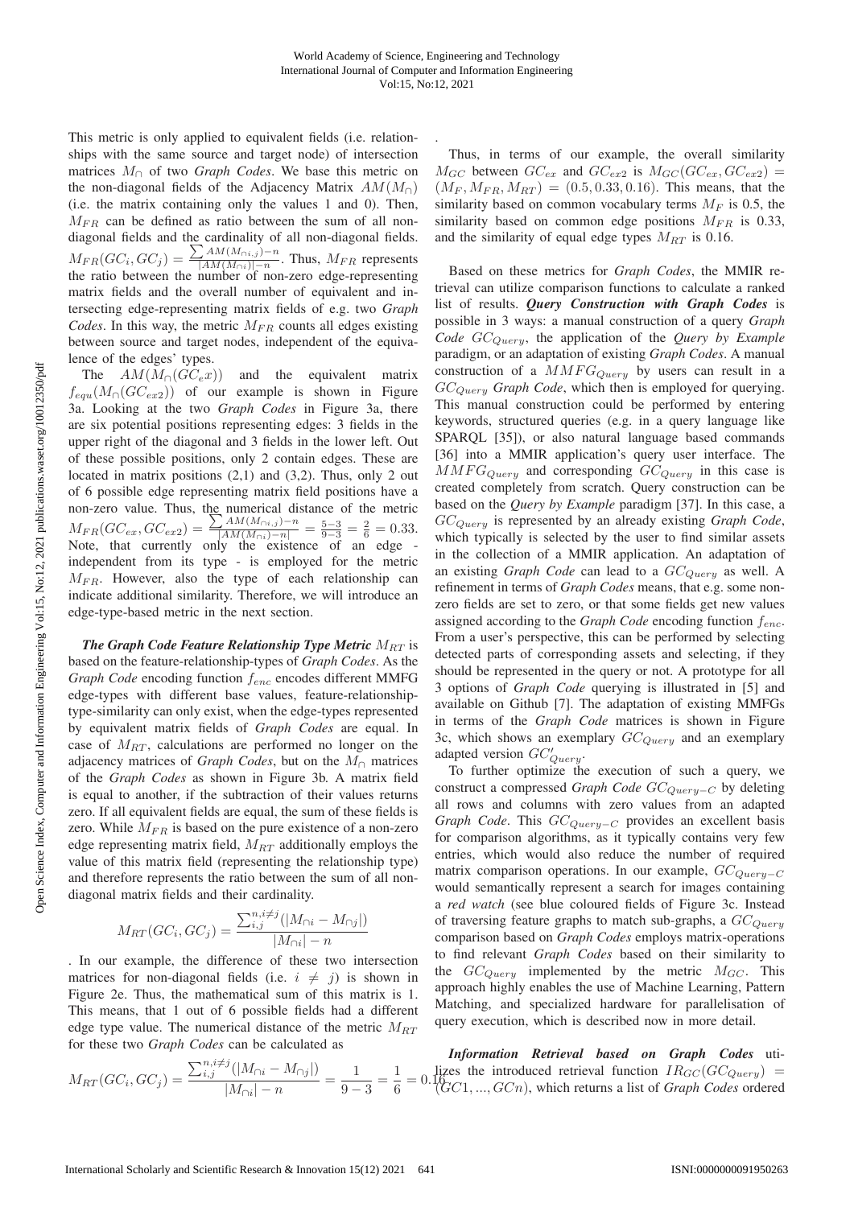This metric is only applied to equivalent fields (i.e. relationships with the same source and target node) of intersection matrices $M_\cap$ of two *Graph Codes*. We base this metric on the non-diagonal fields of the Adjacency Matrix $AM(M_\cap)$ (i.e. the matrix containing only the values 1 and 0). Then, $M_{FR}$ can be defined as ratio between the sum of all non-diagonal fields and the cardinality of all non-diagonal fields. $M_{FR}(GC_i, GC_j) = \frac{\sum AM(M_{\cap i,j}) - n}{|AM(M_{\cap i})| - n}$. Thus, $M_{FR}$ represents the ratio between the number of non-zero edge-representing matrix fields and the overall number of equivalent and intersecting edge-representing matrix fields of e.g. two *Graph Codes*. In this way, the metric $M_{FR}$ counts all edges existing between source and target nodes, independent of the equivalence of the edges' types.

The $AM(M_\cap(GC_ex))$ and the equivalent matrix $f_{equ}(M_\cap(GC_{ex2}))$ of our example is shown in Figure 3a. Looking at the two *Graph Codes* in Figure 3a, there are six potential positions representing edges: 3 fields in the upper right of the diagonal and 3 fields in the lower left. Out of these possible positions, only 2 contain edges. These are located in matrix positions (2,1) and (3,2). Thus, only 2 out of 6 possible edge representing matrix field positions have a non-zero value. Thus, the numerical distance of the metric $M_{FR}(GC_{ex}, GC_{ex2}) = \frac{\sum AM(M_{\cap i,j}) - n}{|AM(M_{\cap i}) - n|} = \frac{5-3}{9-3} = \frac{2}{6} = 0.33$. Note, that currently only the existence of an edge - independent from its type - is employed for the metric $M_{FR}$. However, also the type of each relationship can indicate additional similarity. Therefore, we will introduce an edge-type-based metric in the next section.

***The Graph Code Feature Relationship Type Metric*** $M_{RT}$ is based on the feature-relationship-types of *Graph Codes*. As the *Graph Code* encoding function $f_{enc}$ encodes different MMFG edge-types with different base values, feature-relationship-type-similarity can only exist, when the edge-types represented by equivalent matrix fields of *Graph Codes* are equal. In case of $M_{RT}$, calculations are performed no longer on the adjacency matrices of *Graph Codes*, but on the $M_\cap$ matrices of the *Graph Codes* as shown in Figure 3b. A matrix field is equal to another, if the subtraction of their values returns zero. If all equivalent fields are equal, the sum of these fields is zero. While $M_{FR}$ is based on the pure existence of a non-zero edge representing matrix field, $M_{RT}$ additionally employs the value of this matrix field (representing the relationship type) and therefore represents the ratio between the sum of all non-diagonal matrix fields and their cardinality.

$$M_{RT}(GC_i, GC_j) = \frac{\sum_{i,j}^{n, i \neq j} (|M_{\cap i} - M_{\cap j}|)}{|M_{\cap i}| - n}$$

. In our example, the difference of these two intersection matrices for non-diagonal fields (i.e. $i \neq j$) is shown in Figure 2e. Thus, the mathematical sum of this matrix is 1. This means, that 1 out of 6 possible fields had a different edge type value. The numerical distance of the metric $M_{RT}$ for these two *Graph Codes* can be calculated as

$$M_{RT}(GC_i, GC_j) = \frac{\sum_{i,j}^{n, i \neq j} (|M_{\cap i} - M_{\cap j}|)}{|M_{\cap i}| - n} = \frac{1}{9-3} = \frac{1}{6} = 0.16$$

.

Thus, in terms of our example, the overall similarity $M_{GC}$ between $GC_{ex}$ and $GC_{ex2}$ is $M_{GC}(GC_{ex}, GC_{ex2}) = (M_F, M_{FR}, M_{RT}) = (0.5, 0.33, 0.16)$. This means, that the similarity based on common vocabulary terms $M_F$ is 0.5, the similarity based on common edge positions $M_{FR}$ is 0.33, and the similarity of equal edge types $M_{RT}$ is 0.16.

Based on these metrics for *Graph Codes*, the MMIR retrieval can utilize comparison functions to calculate a ranked list of results. ***Query Construction with Graph Codes*** is possible in 3 ways: a manual construction of a query *Graph Code* $GC_{Query}$, the application of the *Query by Example* paradigm, or an adaptation of existing *Graph Codes*. A manual construction of a $MMFG_{Query}$ by users can result in a $GC_{Query}$ *Graph Code*, which then is employed for querying. This manual construction could be performed by entering keywords, structured queries (e.g. in a query language like SPARQL [35]), or also natural language based commands [36] into a MMIR application's query user interface. The $MMFG_{Query}$ and corresponding $GC_{Query}$ in this case is created completely from scratch. Query construction can be based on the *Query by Example* paradigm [37]. In this case, a $GC_{Query}$ is represented by an already existing *Graph Code*, which typically is selected by the user to find similar assets in the collection of a MMIR application. An adaptation of an existing *Graph Code* can lead to a $GC_{Query}$ as well. A refinement in terms of *Graph Codes* means, that e.g. some non-zero fields are set to zero, or that some fields get new values assigned according to the *Graph Code* encoding function $f_{enc}$. From a user's perspective, this can be performed by selecting detected parts of corresponding assets and selecting, if they should be represented in the query or not. A prototype for all 3 options of *Graph Code* querying is illustrated in [5] and available on Github [7]. The adaptation of existing MMFGs in terms of the *Graph Code* matrices is shown in Figure 3c, which shows an exemplary $GC_{Query}$ and an exemplary adapted version $GC'_{Query}$.

To further optimize the execution of such a query, we construct a compressed *Graph Code* $GC_{Query-C}$ by deleting all rows and columns with zero values from an adapted *Graph Code*. This $GC_{Query-C}$ provides an excellent basis for comparison algorithms, as it typically contains very few entries, which would also reduce the number of required matrix comparison operations. In our example, $GC_{Query-C}$ would semantically represent a search for images containing a *red watch* (see blue coloured fields of Figure 3c. Instead of traversing feature graphs to match sub-graphs, a $GC_{Query}$ comparison based on *Graph Codes* employs matrix-operations to find relevant *Graph Codes* based on their similarity to the $GC_{Query}$ implemented by the metric $M_{GC}$. This approach highly enables the use of Machine Learning, Pattern Matching, and specialized hardware for parallelisation of query execution, which is described now in more detail.

***Information Retrieval based on Graph Codes*** utilizes the introduced retrieval function $IR_{GC}(GC_{Query}) = (GC1, ..., GCn)$, which returns a list of *Graph Codes* ordered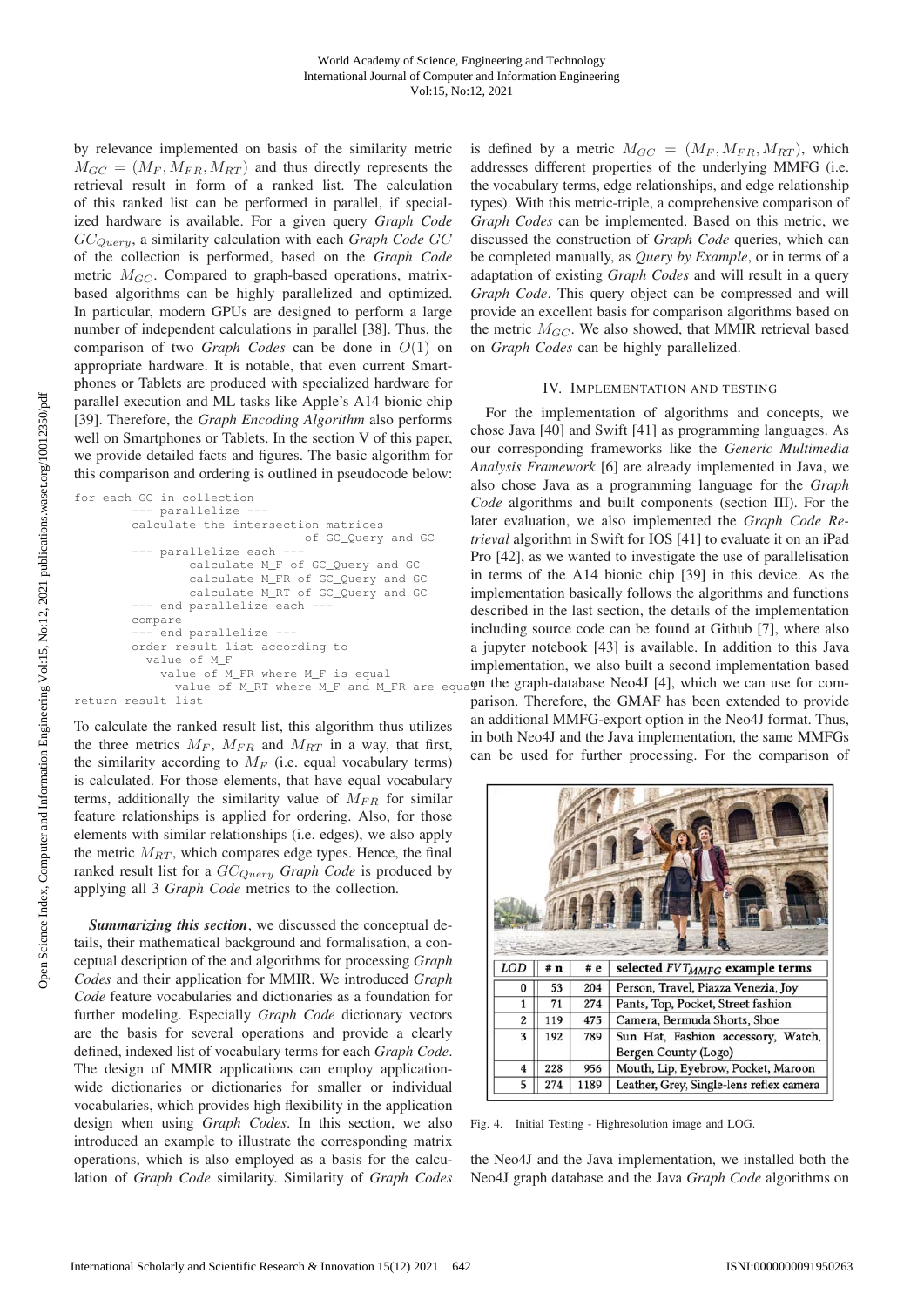by relevance implemented on basis of the similarity metric $M_{GC} = (M_F, M_{FR}, M_{RT})$ and thus directly represents the retrieval result in form of a ranked list. The calculation of this ranked list can be performed in parallel, if specialized hardware is available. For a given query *Graph Code* $GC_{Query}$, a similarity calculation with each *Graph Code* $GC$ of the collection is performed, based on the *Graph Code* metric $M_{GC}$. Compared to graph-based operations, matrix-based algorithms can be highly parallelized and optimized. In particular, modern GPUs are designed to perform a large number of independent calculations in parallel [38]. Thus, the comparison of two *Graph Codes* can be done in $O(1)$ on appropriate hardware. It is notable, that even current Smartphones or Tablets are produced with specialized hardware for parallel execution and ML tasks like Apple's A14 bionic chip [39]. Therefore, the *Graph Encoding Algorithm* also performs well on Smartphones or Tablets. In the section V of this paper, we provide detailed facts and figures. The basic algorithm for this comparison and ordering is outlined in pseudocode below:

```
for each GC in collection
        --- parallelize ---
        calculate the intersection matrices
                                of GC_Query and GC
        --- parallelize each ---
                calculate M_F of GC_Query and GC
                calculate M_FR of GC_Query and GC
                calculate M_RT of GC_Query and GC
        --- end parallelize each ---
        compare
        --- end parallelize ---
        order result list according to
          value of M_F
            value of M_FR where M_F is equal
              value of M_RT where M_F and M_FR are equal
return result list
```

To calculate the ranked result list, this algorithm thus utilizes the three metrics $M_F$, $M_{FR}$ and $M_{RT}$ in a way, that first, the similarity according to $M_F$ (i.e. equal vocabulary terms) is calculated. For those elements, that have equal vocabulary terms, additionally the similarity value of $M_{FR}$ for similar feature relationships is applied for ordering. Also, for those elements with similar relationships (i.e. edges), we also apply the metric $M_{RT}$, which compares edge types. Hence, the final ranked result list for a $GC_{Query}$ *Graph Code* is produced by applying all 3 *Graph Code* metrics to the collection.

***Summarizing this section***, we discussed the conceptual details, their mathematical background and formalisation, a conceptual description of the and algorithms for processing *Graph Codes* and their application for MMIR. We introduced *Graph Code* feature vocabularies and dictionaries as a foundation for further modeling. Especially *Graph Code* dictionary vectors are the basis for several operations and provide a clearly defined, indexed list of vocabulary terms for each *Graph Code*. The design of MMIR applications can employ application-wide dictionaries or dictionaries for smaller or individual vocabularies, which provides high flexibility in the application design when using *Graph Codes*. In this section, we also introduced an example to illustrate the corresponding matrix operations, which is also employed as a basis for the calculation of *Graph Code* similarity. Similarity of *Graph Codes* is defined by a metric $M_{GC} = (M_F, M_{FR}, M_{RT})$, which addresses different properties of the underlying MMFG (i.e. the vocabulary terms, edge relationships, and edge relationship types). With this metric-triple, a comprehensive comparison of *Graph Codes* can be implemented. Based on this metric, we discussed the construction of *Graph Code* queries, which can be completed manually, as *Query by Example*, or in terms of a adaptation of existing *Graph Codes* and will result in a query *Graph Code*. This query object can be compressed and will provide an excellent basis for comparison algorithms based on the metric $M_{GC}$. We also showed, that MMIR retrieval based on *Graph Codes* can be highly parallelized.

## IV. Implementation and Testing

For the implementation of algorithms and concepts, we chose Java [40] and Swift [41] as programming languages. As our corresponding frameworks like the *Generic Multimedia Analysis Framework* [6] are already implemented in Java, we also chose Java as a programming language for the *Graph Code* algorithms and built components (section III). For the later evaluation, we also implemented the *Graph Code Retrieval* algorithm in Swift for IOS [41] to evaluate it on an iPad Pro [42], as we wanted to investigate the use of parallelisation in terms of the A14 bionic chip [39] in this device. As the implementation basically follows the algorithms and functions described in the last section, the details of the implementation including source code can be found at Github [7], where also a jupyter notebook [43] is available. In addition to this Java implementation, we also built a second implementation based on the graph-database Neo4J [4], which we can use for comparison. Therefore, the GMAF has been extended to provide an additional MMFG-export option in the Neo4J format. Thus, in both Neo4J and the Java implementation, the same MMFGs can be used for further processing. For the comparison of

| LOD | # n | # e | selected $FVT_{MMFG}$ example terms |
|---|---|---|---|
| 0 | 53 | 204 | Person, Travel, Piazza Venezia, Joy |
| 1 | 71 | 274 | Pants, Top, Pocket, Street fashion |
| 2 | 119 | 475 | Camera, Bermuda Shorts, Shoe |
| 3 | 192 | 789 | Sun Hat, Fashion accessory, Watch, Bergen County (Logo) |
| 4 | 228 | 956 | Mouth, Lip, Eyebrow, Pocket, Maroon |
| 5 | 274 | 1189 | Leather, Grey, Single-lens reflex camera |

Fig. 4. Initial Testing - Highresolution image and LOG.

the Neo4J and the Java implementation, we installed both the Neo4J graph database and the Java *Graph Code* algorithms on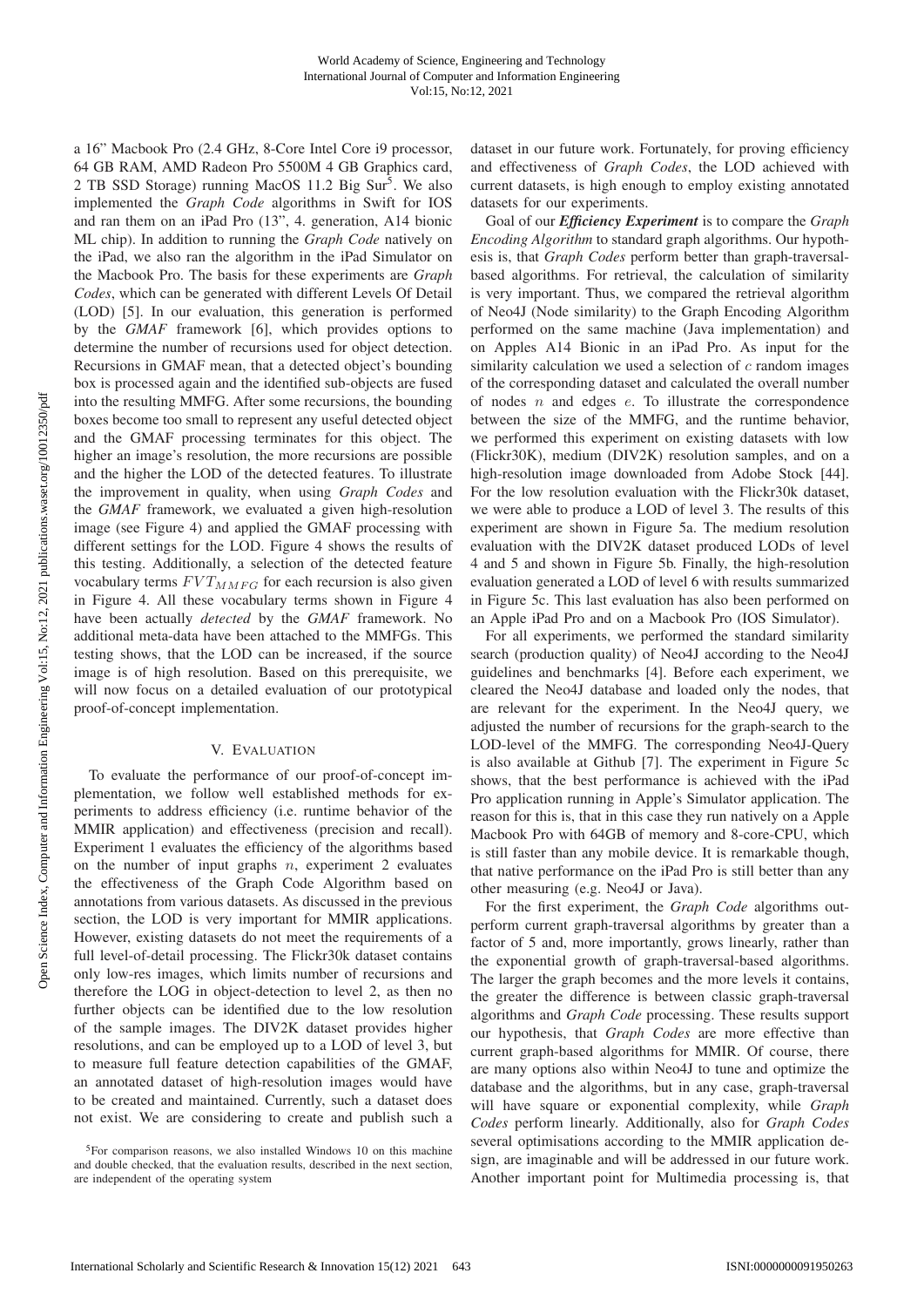a 16" Macbook Pro (2.4 GHz, 8-Core Intel Core i9 processor, 64 GB RAM, AMD Radeon Pro 5500M 4 GB Graphics card, 2 TB SSD Storage) running MacOS 11.2 Big Sur[5]. We also implemented the *Graph Code* algorithms in Swift for IOS and ran them on an iPad Pro (13", 4. generation, A14 bionic ML chip). In addition to running the *Graph Code* natively on the iPad, we also ran the algorithm in the iPad Simulator on the Macbook Pro. The basis for these experiments are *Graph Codes*, which can be generated with different Levels Of Detail (LOD) [5]. In our evaluation, this generation is performed by the *GMAF* framework [6], which provides options to determine the number of recursions used for object detection. Recursions in GMAF mean, that a detected object's bounding box is processed again and the identified sub-objects are fused into the resulting MMFG. After some recursions, the bounding boxes become too small to represent any useful detected object and the GMAF processing terminates for this object. The higher an image's resolution, the more recursions are possible and the higher the LOD of the detected features. To illustrate the improvement in quality, when using *Graph Codes* and the *GMAF* framework, we evaluated a given high-resolution image (see Figure 4) and applied the GMAF processing with different settings for the LOD. Figure 4 shows the results of this testing. Additionally, a selection of the detected feature vocabulary terms $FVT_{MMFG}$ for each recursion is also given in Figure 4. All these vocabulary terms shown in Figure 4 have been actually *detected* by the *GMAF* framework. No additional meta-data have been attached to the MMFGs. This testing shows, that the LOD can be increased, if the source image is of high resolution. Based on this prerequisite, we will now focus on a detailed evaluation of our prototypical proof-of-concept implementation.

## V. Evaluation

To evaluate the performance of our proof-of-concept implementation, we follow well established methods for experiments to address efficiency (i.e. runtime behavior of the MMIR application) and effectiveness (precision and recall). Experiment 1 evaluates the efficiency of the algorithms based on the number of input graphs $n$, experiment 2 evaluates the effectiveness of the Graph Code Algorithm based on annotations from various datasets. As discussed in the previous section, the LOD is very important for MMIR applications. However, existing datasets do not meet the requirements of a full level-of-detail processing. The Flickr30k dataset contains only low-res images, which limits number of recursions and therefore the LOG in object-detection to level 2, as then no further objects can be identified due to the low resolution of the sample images. The DIV2K dataset provides higher resolutions, and can be employed up to a LOD of level 3, but to measure full feature detection capabilities of the GMAF, an annotated dataset of high-resolution images would have to be created and maintained. Currently, such a dataset does not exist. We are considering to create and publish such a dataset in our future work. Fortunately, for proving efficiency and effectiveness of *Graph Codes*, the LOD achieved with current datasets, is high enough to employ existing annotated datasets for our experiments.

Goal of our ***Efficiency Experiment*** is to compare the *Graph Encoding Algorithm* to standard graph algorithms. Our hypothesis is, that *Graph Codes* perform better than graph-traversal-based algorithms. For retrieval, the calculation of similarity is very important. Thus, we compared the retrieval algorithm of Neo4J (Node similarity) to the Graph Encoding Algorithm performed on the same machine (Java implementation) and on Apples A14 Bionic in an iPad Pro. As input for the similarity calculation we used a selection of $c$ random images of the corresponding dataset and calculated the overall number of nodes $n$ and edges $e$. To illustrate the correspondence between the size of the MMFG, and the runtime behavior, we performed this experiment on existing datasets with low (Flickr30K), medium (DIV2K) resolution samples, and on a high-resolution image downloaded from Adobe Stock [44]. For the low resolution evaluation with the Flickr30k dataset, we were able to produce a LOD of level 3. The results of this experiment are shown in Figure 5a. The medium resolution evaluation with the DIV2K dataset produced LODs of level 4 and 5 and shown in Figure 5b. Finally, the high-resolution evaluation generated a LOD of level 6 with results summarized in Figure 5c. This last evaluation has also been performed on an Apple iPad Pro and on a Macbook Pro (IOS Simulator).

For all experiments, we performed the standard similarity search (production quality) of Neo4J according to the Neo4J guidelines and benchmarks [4]. Before each experiment, we cleared the Neo4J database and loaded only the nodes, that are relevant for the experiment. In the Neo4J query, we adjusted the number of recursions for the graph-search to the LOD-level of the MMFG. The corresponding Neo4J-Query is also available at Github [7]. The experiment in Figure 5c shows, that the best performance is achieved with the iPad Pro application running in Apple's Simulator application. The reason for this is, that in this case they run natively on a Apple Macbook Pro with 64GB of memory and 8-core-CPU, which is still faster than any mobile device. It is remarkable though, that native performance on the iPad Pro is still better than any other measuring (e.g. Neo4J or Java).

For the first experiment, the *Graph Code* algorithms outperform current graph-traversal algorithms by greater than a factor of 5 and, more importantly, grows linearly, rather than the exponential growth of graph-traversal-based algorithms. The larger the graph becomes and the more levels it contains, the greater the difference is between classic graph-traversal algorithms and *Graph Code* processing. These results support our hypothesis, that *Graph Codes* are more effective than current graph-based algorithms for MMIR. Of course, there are many options also within Neo4J to tune and optimize the database and the algorithms, but in any case, graph-traversal will have square or exponential complexity, while *Graph Codes* perform linearly. Additionally, also for *Graph Codes* several optimisations according to the MMIR application design, are imaginable and will be addressed in our future work. Another important point for Multimedia processing is, that

[5]For comparison reasons, we also installed Windows 10 on this machine and double checked, that the evaluation results, described in the next section, are independent of the operating system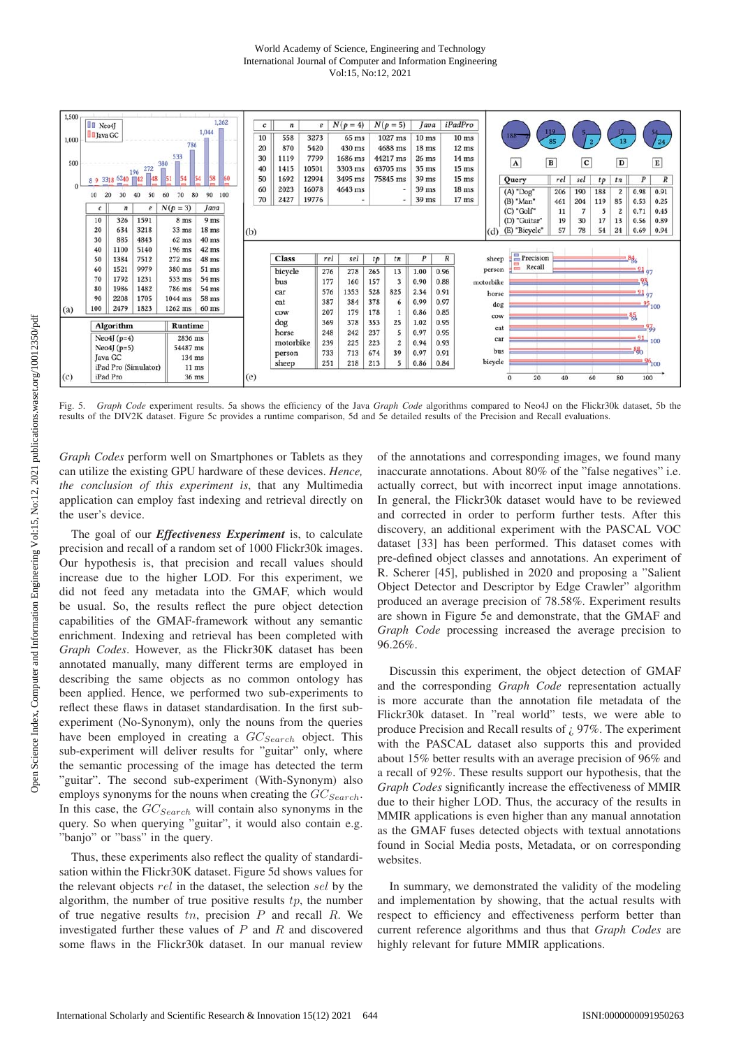| $c$ | $n$ | $e$ | $N(p=3)$ | *Java* |
|---|---|---|---|---|
| 10 | 326 | 1591 | 8 ms | 9 ms |
| 20 | 634 | 3218 | 33 ms | 18 ms |
| 30 | 885 | 4843 | 62 ms | 40 ms |
| 40 | 1100 | 5140 | 196 ms | 42 ms |
| 50 | 1384 | 7512 | 272 ms | 48 ms |
| 60 | 1521 | 9979 | 380 ms | 51 ms |
| 70 | 1792 | 1231 | 533 ms | 54 ms |
| 80 | 1986 | 1482 | 786 ms | 54 ms |
| 90 | 2208 | 1705 | 1044 ms | 58 ms |
| 100 | 2479 | 1823 | 1262 ms | 60 ms |

(a)

| $c$ | $n$ | $e$ | $N(p=4)$ | $N(p=5)$ | *Java* | *iPadPro* |
|---|---|---|---|---|---|---|
| 10 | 558 | 3273 | 65 ms | 1027 ms | 10 ms | 10 ms |
| 20 | 870 | 5420 | 430 ms | 4688 ms | 18 ms | 12 ms |
| 30 | 1119 | 7799 | 1686 ms | 44217 ms | 26 ms | 14 ms |
| 40 | 1415 | 10501 | 3303 ms | 63705 ms | 35 ms | 15 ms |
| 50 | 1692 | 12994 | 3495 ms | 75845 ms | 39 ms | 15 ms |
| 60 | 2023 | 16078 | 4643 ms | - | 39 ms | 18 ms |
| 70 | 2427 | 19776 | - | - | 39 ms | 17 ms |

(b)

| Algorithm | Runtime |
|---|---|
| Neo4J (p=4) | 2836 ms |
| Neo4J (p=5) | 54487 ms |
| Java GC | 134 ms |
| iPad Pro (Simulator) | 11 ms |
| iPad Pro | 36 ms |

(c)

| Query | $rel$ | $sel$ | $tp$ | $tn$ | $P$ | $R$ |
|---|---|---|---|---|---|---|
| (A) "Dog" | 206 | 190 | 188 | 2 | 0.98 | 0.91 |
| (B) "Man" | 461 | 204 | 119 | 85 | 0.53 | 0.25 |
| (C) "Golf" | 11 | 7 | 5 | 2 | 0.71 | 0.45 |
| (D) "Guitar" | 19 | 30 | 17 | 13 | 0.56 | 0.89 |
| (E) "Bicycle" | 57 | 78 | 54 | 24 | 0.69 | 0.94 |

(d)

| Class | $rel$ | $sel$ | $tp$ | $tn$ | $P$ | $R$ |
|---|---|---|---|---|---|---|
| bicyle | 276 | 278 | 265 | 13 | 1.00 | 0.96 |
| bus | 177 | 160 | 157 | 3 | 0.90 | 0.88 |
| car | 576 | 1353 | 528 | 825 | 2.34 | 0.91 |
| cat | 387 | 384 | 378 | 6 | 0.99 | 0.97 |
| cow | 207 | 179 | 178 | 1 | 0.86 | 0.85 |
| dog | 369 | 378 | 353 | 25 | 1.02 | 0.95 |
| horse | 248 | 242 | 237 | 5 | 0.97 | 0.95 |
| motorbike | 239 | 225 | 223 | 2 | 0.94 | 0.93 |
| person | 733 | 713 | 674 | 39 | 0.97 | 0.91 |
| sheep | 251 | 218 | 213 | 5 | 0.86 | 0.84 |

(e)

Fig. 5. *Graph Code* experiment results. 5a shows the efficiency of the Java *Graph Code* algorithms compared to Neo4J on the Flickr30k dataset, 5b the results of the DIV2K dataset. Figure 5c provides a runtime comparison, 5d and 5e detailed results of the Precision and Recall evaluations.

*Graph Codes* perform well on Smartphones or Tablets as they can utilize the existing GPU hardware of these devices. *Hence, the conclusion of this experiment is*, that any Multimedia application can employ fast indexing and retrieval directly on the user's device.

The goal of our ***Effectiveness Experiment*** is, to calculate precision and recall of a random set of 1000 Flickr30k images. Our hypothesis is, that precision and recall values should increase due to the higher LOD. For this experiment, we did not feed any metadata into the GMAF, which would be usual. So, the results reflect the pure object detection capabilities of the GMAF-framework without any semantic enrichment. Indexing and retrieval has been completed with *Graph Codes*. However, as the Flickr30k dataset has been annotated manually, many different terms are employed in describing the same objects as no common ontology has been applied. Hence, we performed two sub-experiments to reflect these flaws in dataset standardisation. In the first sub-experiment (No-Synonym), only the nouns from the queries have been employed in creating a $GC_{Search}$ object. This sub-experiment will deliver results for "guitar" only, where the semantic processing of the image has detected the term "guitar". The second sub-experiment (With-Synonym) also employs synonyms for the nouns when creating the $GC_{Search}$. In this case, the $GC_{Search}$ will contain also synonyms in the query. So when querying "guitar", it would also contain e.g. "banjo" or "bass" in the query.

Thus, these experiments also reflect the quality of standardisation within the Flickr30K dataset. Figure 5d shows values for the relevant objects $rel$ in the dataset, the selection $sel$ by the algorithm, the number of true positive results $tp$, the number of true negative results $tn$, precision $P$ and recall $R$. We investigated further these values of $P$ and $R$ and discovered some flaws in the Flickr30k dataset. In our manual review of the annotations and corresponding images, we found many inaccurate annotations. About 80% of the "false negatives" i.e. actually correct, but with incorrect input image annotations. In general, the Flickr30k dataset would have to be reviewed and corrected in order to perform further tests. After this discovery, an additional experiment with the PASCAL VOC dataset [33] has been performed. This dataset comes with pre-defined object classes and annotations. An experiment of R. Scherer [45], published in 2020 and proposing a "Salient Object Detector and Descriptor by Edge Crawler" algorithm produced an average precision of 78.58%. Experiment results are shown in Figure 5e and demonstrate, that the GMAF and *Graph Code* processing increased the average precision to 96.26%.

Discussin this experiment, the object detection of GMAF and the corresponding *Graph Code* representation actually is more accurate than the annotation file metadata of the Flickr30k dataset. In "real world" tests, we were able to produce Precision and Recall results of ¿ 97%. The experiment with the PASCAL dataset also supports this and provided about 15% better results with an average precision of 96% and a recall of 92%. These results support our hypothesis, that the *Graph Codes* significantly increase the effectiveness of MMIR due to their higher LOD. Thus, the accuracy of the results in MMIR applications is even higher than any manual annotation as the GMAF fuses detected objects with textual annotations found in Social Media posts, Metadata, or on corresponding websites.

In summary, we demonstrated the validity of the modeling and implementation by showing, that the actual results with respect to efficiency and effectiveness perform better than current reference algorithms and thus that *Graph Codes* are highly relevant for future MMIR applications.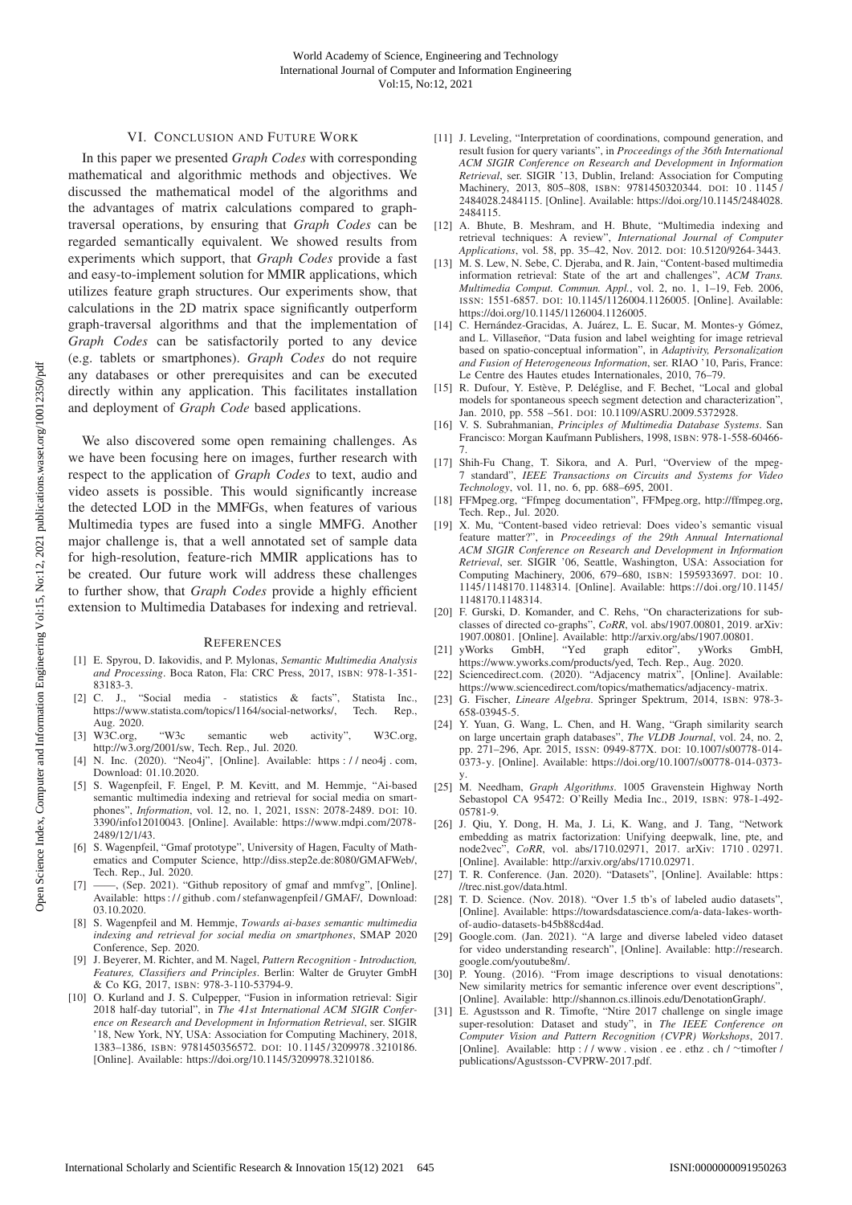## VI. Conclusion and Future Work

In this paper we presented *Graph Codes* with corresponding mathematical and algorithmic methods and objectives. We discussed the mathematical model of the algorithms and the advantages of matrix calculations compared to graph-traversal operations, by ensuring that *Graph Codes* can be regarded semantically equivalent. We showed results from experiments which support, that *Graph Codes* provide a fast and easy-to-implement solution for MMIR applications, which utilizes feature graph structures. Our experiments show, that calculations in the 2D matrix space significantly outperform graph-traversal algorithms and that the implementation of *Graph Codes* can be satisfactorily ported to any device (e.g. tablets or smartphones). *Graph Codes* do not require any databases or other prerequisites and can be executed directly within any application. This facilitates installation and deployment of *Graph Code* based applications.

We also discovered some open remaining challenges. As we have been focusing here on images, further research with respect to the application of *Graph Codes* to text, audio and video assets is possible. This would significantly increase the detected LOD in the MMFGs, when features of various Multimedia types are fused into a single MMFG. Another major challenge is, that a well annotated set of sample data for high-resolution, feature-rich MMIR applications has to be created. Our future work will address these challenges to further show, that *Graph Codes* provide a highly efficient extension to Multimedia Databases for indexing and retrieval.

## References

[1] E. Spyrou, D. Iakovidis, and P. Mylonas, *Semantic Multimedia Analysis and Processing*. Boca Raton, Fla: CRC Press, 2017, ISBN: 978-1-351-83183-3.

[2] C. J., "Social media - statistics & facts", Statista Inc., https://www.statista.com/topics/1164/social-networks/, Tech. Rep., Aug. 2020.

[3] W3C.org, "W3c semantic web activity", W3C.org, http://w3.org/2001/sw, Tech. Rep., Jul. 2020.

[4] N. Inc. (2020). "Neo4j", [Online]. Available: https://neo4j.com, Download: 01.10.2020.

[5] S. Wagenpfeil, F. Engel, P. M. Kevitt, and M. Hemmje, "Ai-based semantic multimedia indexing and retrieval for social media on smartphones", *Information*, vol. 12, no. 1, 2021, ISSN: 2078-2489. DOI: 10.3390/info12010043. [Online]. Available: https://www.mdpi.com/2078-2489/12/1/43.

[6] S. Wagenpfeil, "Gmaf prototype", University of Hagen, Faculty of Mathematics and Computer Science, http://diss.step2e.de:8080/GMAFWeb/, Tech. Rep., Jul. 2020.

[7] ——, (Sep. 2021). "Github repository of gmaf and mmfvg", [Online]. Available: https://github.com/stefanwagenpfeil/GMAF/, Download: 03.10.2020.

[8] S. Wagenpfeil and M. Hemmje, *Towards ai-bases semantic multimedia indexing and retrieval for social media on smartphones*, SMAP 2020 Conference, Sep. 2020.

[9] J. Beyerer, M. Richter, and M. Nagel, *Pattern Recognition - Introduction, Features, Classifiers and Principles*. Berlin: Walter de Gruyter GmbH & Co KG, 2017, ISBN: 978-3-110-53794-9.

[10] O. Kurland and J. S. Culpepper, "Fusion in information retrieval: Sigir 2018 half-day tutorial", in *The 41st International ACM SIGIR Conference on Research and Development in Information Retrieval*, ser. SIGIR '18, New York, NY, USA: Association for Computing Machinery, 2018, 1383–1386, ISBN: 9781450356572. DOI: 10.1145/3209978.3210186. [Online]. Available: https://doi.org/10.1145/3209978.3210186.

[11] J. Leveling, "Interpretation of coordinations, compound generation, and result fusion for query variants", in *Proceedings of the 36th International ACM SIGIR Conference on Research and Development in Information Retrieval*, ser. SIGIR '13, Dublin, Ireland: Association for Computing Machinery, 2013, 805–808, ISBN: 9781450320344. DOI: 10.1145/2484028.2484115. [Online]. Available: https://doi.org/10.1145/2484028.2484115.

[12] A. Bhute, B. Meshram, and H. Bhute, "Multimedia indexing and retrieval techniques: A review", *International Journal of Computer Applications*, vol. 58, pp. 35–42, Nov. 2012. DOI: 10.5120/9264-3443.

[13] M. S. Lew, N. Sebe, C. Djeraba, and R. Jain, "Content-based multimedia information retrieval: State of the art and challenges", *ACM Trans. Multimedia Comput. Commun. Appl.*, vol. 2, no. 1, 1–19, Feb. 2006, ISSN: 1551-6857. DOI: 10.1145/1126004.1126005. [Online]. Available: https://doi.org/10.1145/1126004.1126005.

[14] C. Hernández-Gracidas, A. Juárez, L. E. Sucar, M. Montes-y Gómez, and L. Villaseñor, "Data fusion and label weighting for image retrieval based on spatio-conceptual information", in *Adaptivity, Personalization and Fusion of Heterogeneous Information*, ser. RIAO '10, Paris, France: Le Centre des Hautes etudes Internationales, 2010, 76–79.

[15] R. Dufour, Y. Estève, P. Deléglise, and F. Bechet, "Local and global models for spontaneous speech segment detection and characterization", Jan. 2010, pp. 558 –561. DOI: 10.1109/ASRU.2009.5372928.

[16] V. S. Subrahmanian, *Principles of Multimedia Database Systems*. San Francisco: Morgan Kaufmann Publishers, 1998, ISBN: 978-1-558-60466-7.

[17] Shih-Fu Chang, T. Sikora, and A. Purl, "Overview of the mpeg-7 standard", *IEEE Transactions on Circuits and Systems for Video Technology*, vol. 11, no. 6, pp. 688–695, 2001.

[18] FFMpeg.org, "Ffmpeg documentation", FFMpeg.org, http://ffmpeg.org, Tech. Rep., Jul. 2020.

[19] X. Mu, "Content-based video retrieval: Does video's semantic visual feature matter?", in *Proceedings of the 29th Annual International ACM SIGIR Conference on Research and Development in Information Retrieval*, ser. SIGIR '06, Seattle, Washington, USA: Association for Computing Machinery, 2006, 679–680, ISBN: 1595933697. DOI: 10.1145/1148170.1148314. [Online]. Available: https://doi.org/10.1145/1148170.1148314.

[20] F. Gurski, D. Komander, and C. Rehs, "On characterizations for subclasses of directed co-graphs", *CoRR*, vol. abs/1907.00801, 2019. arXiv: 1907.00801. [Online]. Available: http://arxiv.org/abs/1907.00801.

[21] yWorks GmbH, "Yed graph editor", yWorks GmbH, https://www.yworks.com/products/yed, Tech. Rep., Aug. 2020.

[22] Sciencedirect.com. (2020). "Adjacency matrix", [Online]. Available: https://www.sciencedirect.com/topics/mathematics/adjacency-matrix.

[23] G. Fischer, *Lineare Algebra*. Springer Spektrum, 2014, ISBN: 978-3-658-03945-5.

[24] Y. Yuan, G. Wang, L. Chen, and H. Wang, "Graph similarity search on large uncertain graph databases", *The VLDB Journal*, vol. 24, no. 2, pp. 271–296, Apr. 2015, ISSN: 0949-877X. DOI: 10.1007/s00778-014-0373-y. [Online]. Available: https://doi.org/10.1007/s00778-014-0373-y.

[25] M. Needham, *Graph Algorithms*. 1005 Gravenstein Highway North Sebastopol CA 95472: O'Reilly Media Inc., 2019, ISBN: 978-1-492-05781-9.

[26] J. Qiu, Y. Dong, H. Ma, J. Li, K. Wang, and J. Tang, "Network embedding as matrix factorization: Unifying deepwalk, line, pte, and node2vec", *CoRR*, vol. abs/1710.02971, 2017. arXiv: 1710.02971. [Online]. Available: http://arxiv.org/abs/1710.02971.

[27] T. R. Conference. (Jan. 2020). "Datasets", [Online]. Available: https://trec.nist.gov/data.html.

[28] T. D. Science. (Nov. 2018). "Over 1.5 tb's of labeled audio datasets", [Online]. Available: https://towardsdatascience.com/a-data-lakes-worth-of-audio-datasets-b45b88cd4ad.

[29] Google.com. (Jan. 2021). "A large and diverse labeled video dataset for video understanding research", [Online]. Available: http://research.google.com/youtube8m/.

[30] P. Young. (2016). "From image descriptions to visual denotations: New similarity metrics for semantic inference over event descriptions", [Online]. Available: http://shannon.cs.illinois.edu/DenotationGraph/.

[31] E. Agustsson and R. Timofte, "Ntire 2017 challenge on single image super-resolution: Dataset and study", in *The IEEE Conference on Computer Vision and Pattern Recognition (CVPR) Workshops*, 2017. [Online]. Available: http://www.vision.ee.ethz.ch/~timofter/publications/Agustsson-CVPRW-2017.pdf.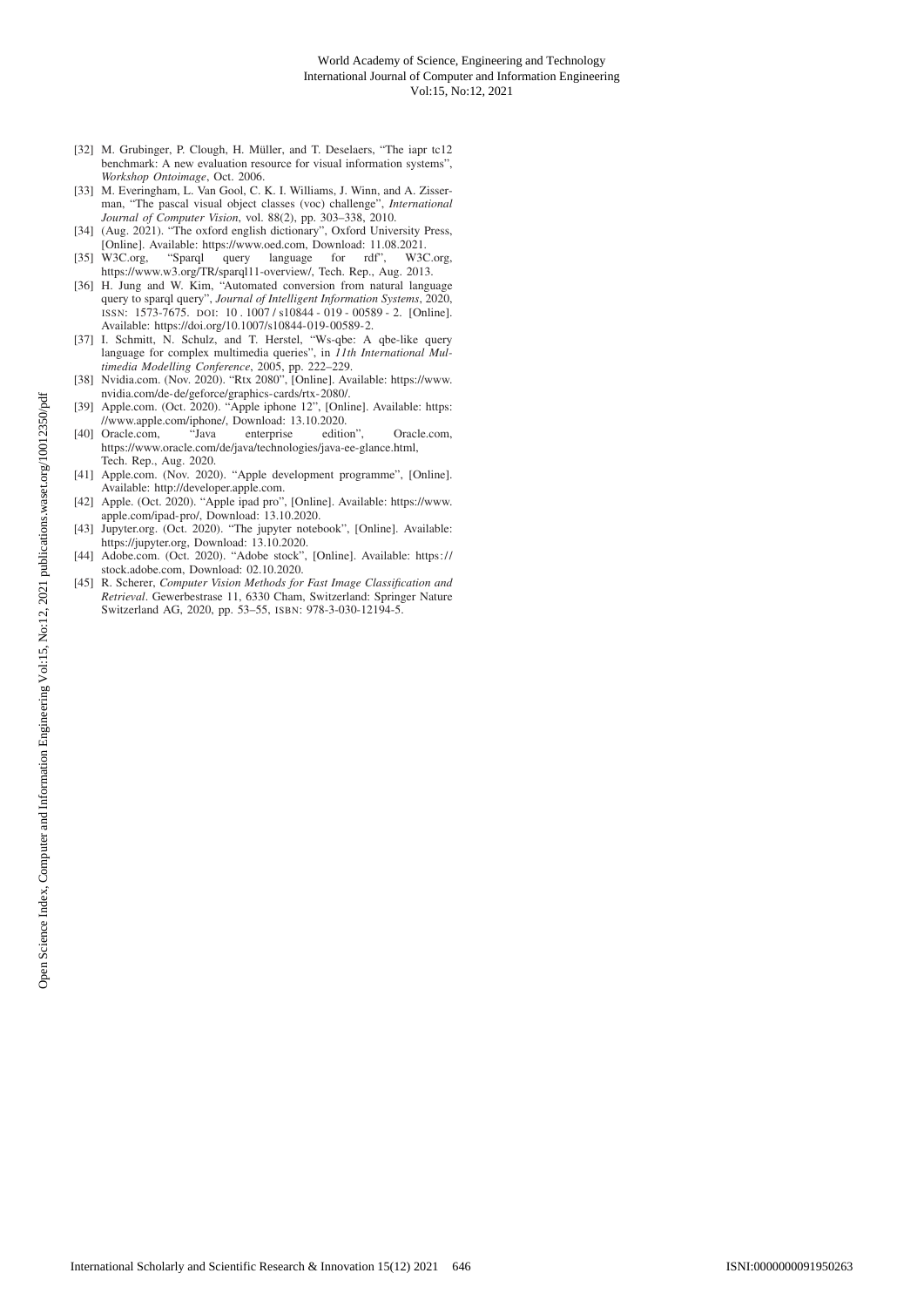[32] M. Grubinger, P. Clough, H. Müller, and T. Deselaers, “The iapr tc12 benchmark: A new evaluation resource for visual information systems”, *Workshop Ontoimage*, Oct. 2006.

[33] M. Everingham, L. Van Gool, C. K. I. Williams, J. Winn, and A. Zisserman, “The pascal visual object classes (voc) challenge”, *International Journal of Computer Vision*, vol. 88(2), pp. 303–338, 2010.

[34] (Aug. 2021). “The oxford english dictionary”, Oxford University Press, [Online]. Available: https://www.oed.com, Download: 11.08.2021.

[35] W3C.org, “Sparql query language for rdf”, W3C.org, https://www.w3.org/TR/sparql11-overview/, Tech. Rep., Aug. 2013.

[36] H. Jung and W. Kim, “Automated conversion from natural language query to sparql query”, *Journal of Intelligent Information Systems*, 2020, ISSN: 1573-7675. DOI: 10 . 1007 / s10844 - 019 - 00589 - 2. [Online]. Available: https://doi.org/10.1007/s10844-019-00589-2.

[37] I. Schmitt, N. Schulz, and T. Herstel, “Ws-qbe: A qbe-like query language for complex multimedia queries”, in *11th International Multimedia Modelling Conference*, 2005, pp. 222–229.

[38] Nvidia.com. (Nov. 2020). “Rtx 2080”, [Online]. Available: https://www.nvidia.com/de-de/geforce/graphics-cards/rtx-2080/.

[39] Apple.com. (Oct. 2020). “Apple iphone 12”, [Online]. Available: https://www.apple.com/iphone/, Download: 13.10.2020.

[40] Oracle.com, “Java enterprise edition”, Oracle.com, https://www.oracle.com/de/java/technologies/java-ee-glance.html, Tech. Rep., Aug. 2020.

[41] Apple.com. (Nov. 2020). “Apple development programme”, [Online]. Available: http://developer.apple.com.

[42] Apple. (Oct. 2020). “Apple ipad pro”, [Online]. Available: https://www.apple.com/ipad-pro/, Download: 13.10.2020.

[43] Jupyter.org. (Oct. 2020). “The jupyter notebook”, [Online]. Available: https://jupyter.org, Download: 13.10.2020.

[44] Adobe.com. (Oct. 2020). “Adobe stock”, [Online]. Available: https://stock.adobe.com, Download: 02.10.2020.

[45] R. Scherer, *Computer Vision Methods for Fast Image Classification and Retrieval*. Gewerbestrase 11, 6330 Cham, Switzerland: Springer Nature Switzerland AG, 2020, pp. 53–55, ISBN: 978-3-030-12194-5.